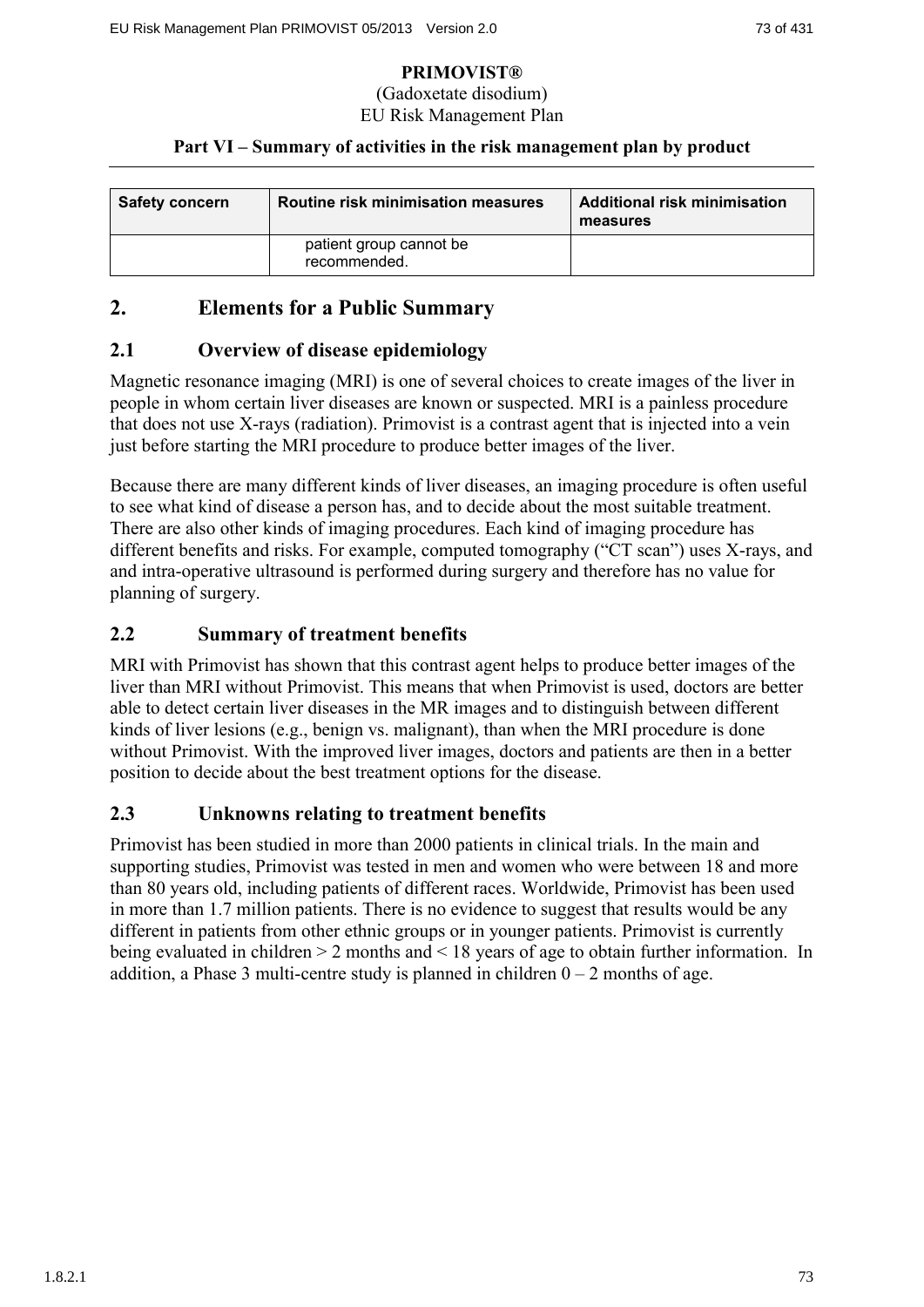**PRIMOVIST®**

(Gadoxetate disodium)

EU Risk Management Plan

**Part VI – Summary of activities in the risk management plan by product**

| Safety concern | Routine risk minimisation measures | Additional risk minimisation measures |
|---|---|---|
| | patient group cannot be recommended. | |

## 2. Elements for a Public Summary

### 2.1 Overview of disease epidemiology

Magnetic resonance imaging (MRI) is one of several choices to create images of the liver in people in whom certain liver diseases are known or suspected. MRI is a painless procedure that does not use X-rays (radiation). Primovist is a contrast agent that is injected into a vein just before starting the MRI procedure to produce better images of the liver.

Because there are many different kinds of liver diseases, an imaging procedure is often useful to see what kind of disease a person has, and to decide about the most suitable treatment. There are also other kinds of imaging procedures. Each kind of imaging procedure has different benefits and risks. For example, computed tomography ("CT scan") uses X-rays, and and intra-operative ultrasound is performed during surgery and therefore has no value for planning of surgery.

### 2.2 Summary of treatment benefits

MRI with Primovist has shown that this contrast agent helps to produce better images of the liver than MRI without Primovist. This means that when Primovist is used, doctors are better able to detect certain liver diseases in the MR images and to distinguish between different kinds of liver lesions (e.g., benign vs. malignant), than when the MRI procedure is done without Primovist. With the improved liver images, doctors and patients are then in a better position to decide about the best treatment options for the disease.

### 2.3 Unknowns relating to treatment benefits

Primovist has been studied in more than 2000 patients in clinical trials. In the main and supporting studies, Primovist was tested in men and women who were between 18 and more than 80 years old, including patients of different races. Worldwide, Primovist has been used in more than 1.7 million patients. There is no evidence to suggest that results would be any different in patients from other ethnic groups or in younger patients. Primovist is currently being evaluated in children > 2 months and < 18 years of age to obtain further information. In addition, a Phase 3 multi-centre study is planned in children 0 – 2 months of age.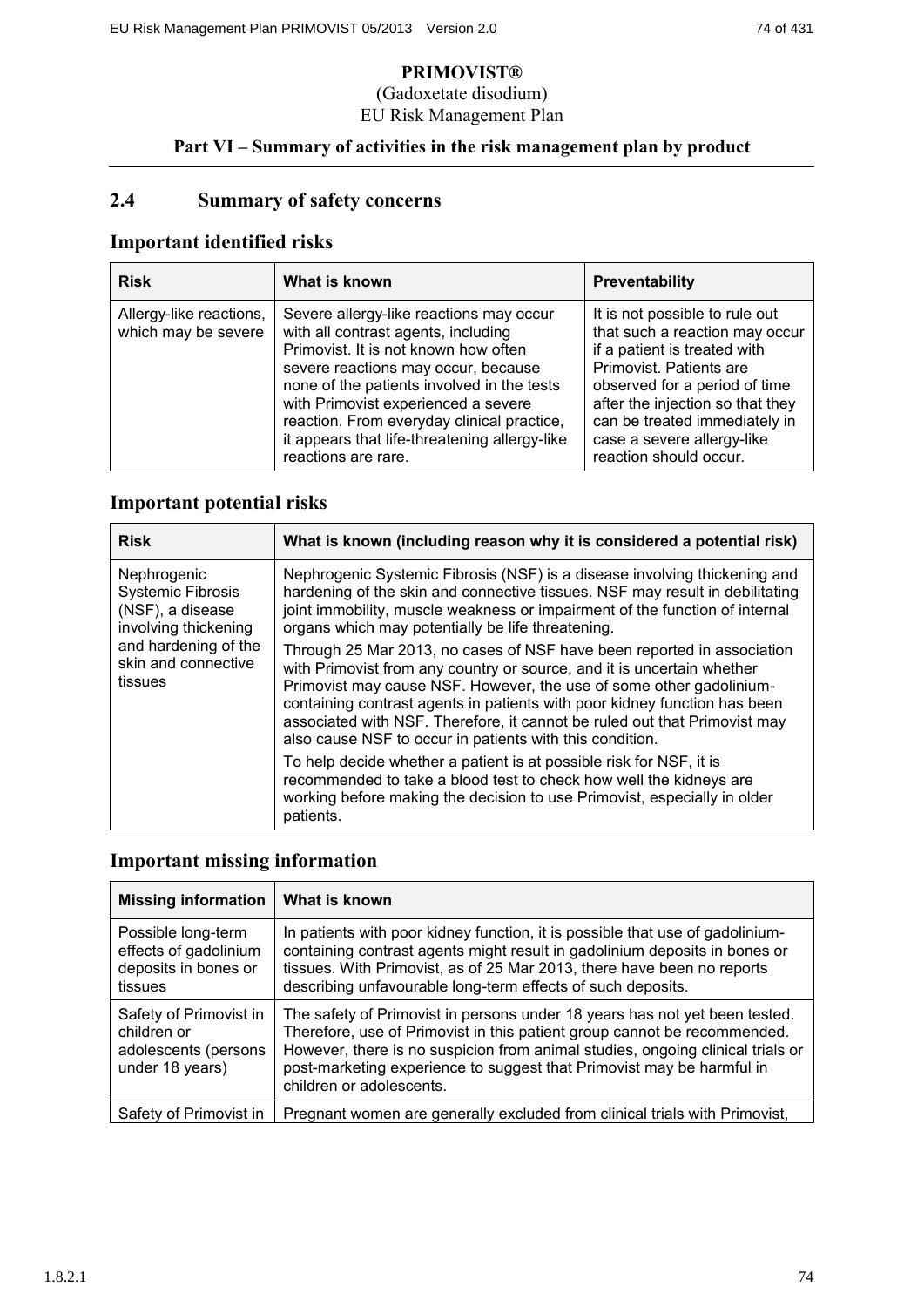**PRIMOVIST®**

(Gadoxetate disodium)

EU Risk Management Plan

**Part VI – Summary of activities in the risk management plan by product**

## 2.4 Summary of safety concerns

## Important identified risks

| Risk | What is known | Preventability |
|---|---|---|
| Allergy-like reactions, which may be severe | Severe allergy-like reactions may occur with all contrast agents, including Primovist. It is not known how often severe reactions may occur, because none of the patients involved in the tests with Primovist experienced a severe reaction. From everyday clinical practice, it appears that life-threatening allergy-like reactions are rare. | It is not possible to rule out that such a reaction may occur if a patient is treated with Primovist. Patients are observed for a period of time after the injection so that they can be treated immediately in case a severe allergy-like reaction should occur. |

## Important potential risks

| Risk | What is known (including reason why it is considered a potential risk) |
|---|---|
| Nephrogenic Systemic Fibrosis (NSF), a disease involving thickening and hardening of the skin and connective tissues | Nephrogenic Systemic Fibrosis (NSF) is a disease involving thickening and hardening of the skin and connective tissues. NSF may result in debilitating joint immobility, muscle weakness or impairment of the function of internal organs which may potentially be life threatening.<br><br>Through 25 Mar 2013, no cases of NSF have been reported in association with Primovist from any country or source, and it is uncertain whether Primovist may cause NSF. However, the use of some other gadolinium-containing contrast agents in patients with poor kidney function has been associated with NSF. Therefore, it cannot be ruled out that Primovist may also cause NSF to occur in patients with this condition.<br><br>To help decide whether a patient is at possible risk for NSF, it is recommended to take a blood test to check how well the kidneys are working before making the decision to use Primovist, especially in older patients. |

## Important missing information

| Missing information | What is known |
|---|---|
| Possible long-term effects of gadolinium deposits in bones or tissues | In patients with poor kidney function, it is possible that use of gadolinium-containing contrast agents might result in gadolinium deposits in bones or tissues. With Primovist, as of 25 Mar 2013, there have been no reports describing unfavourable long-term effects of such deposits. |
| Safety of Primovist in children or adolescents (persons under 18 years) | The safety of Primovist in persons under 18 years has not yet been tested. Therefore, use of Primovist in this patient group cannot be recommended. However, there is no suspicion from animal studies, ongoing clinical trials or post-marketing experience to suggest that Primovist may be harmful in children or adolescents. |
| Safety of Primovist in | Pregnant women are generally excluded from clinical trials with Primovist, |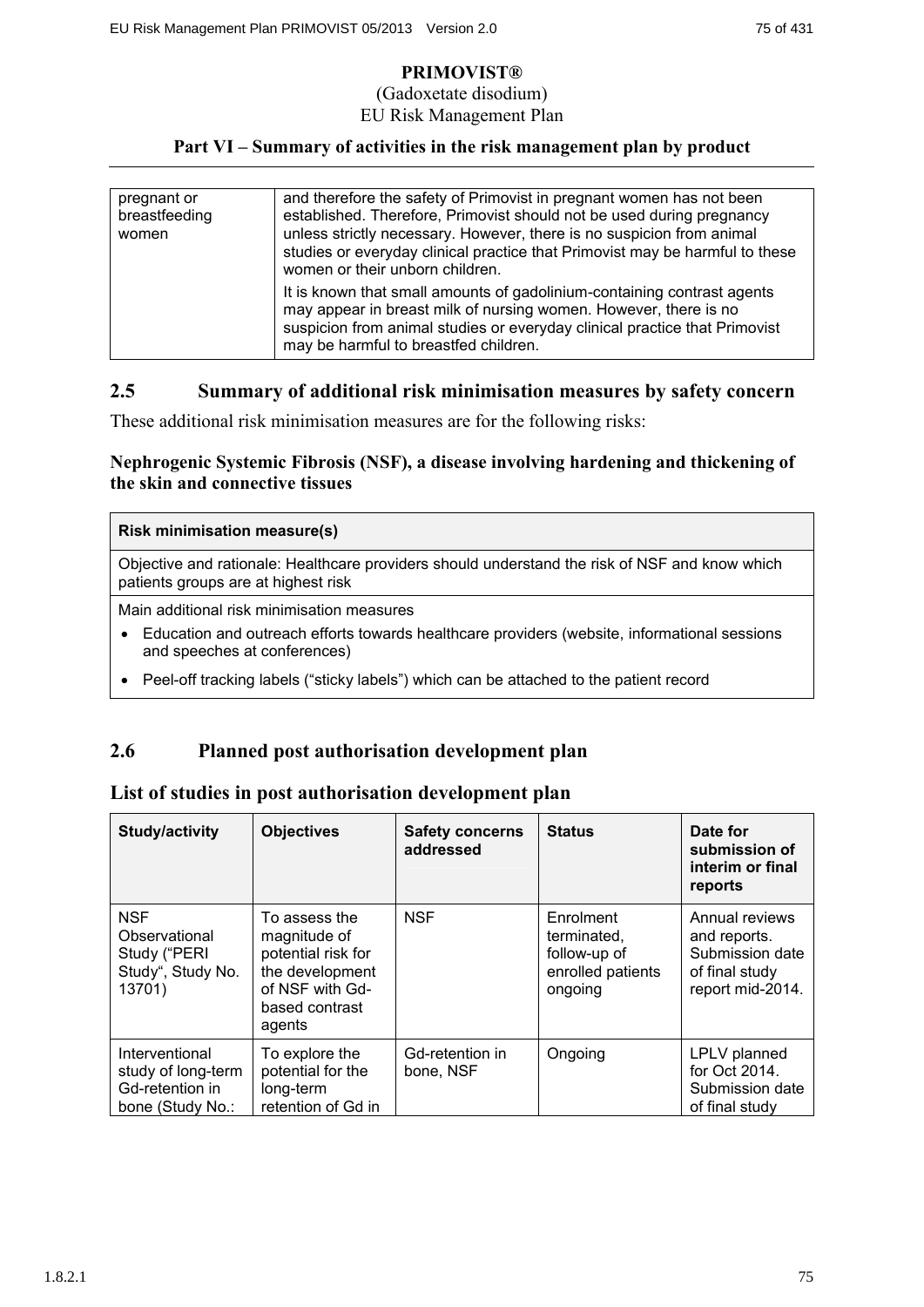# PRIMOVIST®

(Gadoxetate disodium)

EU Risk Management Plan

## Part VI – Summary of activities in the risk management plan by product

| | |
|---|---|
| pregnant or breastfeeding women | and therefore the safety of Primovist in pregnant women has not been established. Therefore, Primovist should not be used during pregnancy unless strictly necessary. However, there is no suspicion from animal studies or everyday clinical practice that Primovist may be harmful to these women or their unborn children.<br><br>It is known that small amounts of gadolinium-containing contrast agents may appear in breast milk of nursing women. However, there is no suspicion from animal studies or everyday clinical practice that Primovist may be harmful to breastfed children. |

## 2.5 Summary of additional risk minimisation measures by safety concern

These additional risk minimisation measures are for the following risks:

**Nephrogenic Systemic Fibrosis (NSF), a disease involving hardening and thickening of the skin and connective tissues**

| **Risk minimisation measure(s)** |
|---|
| Objective and rationale: Healthcare providers should understand the risk of NSF and know which patients groups are at highest risk |
| Main additional risk minimisation measures<br>• Education and outreach efforts towards healthcare providers (website, informational sessions and speeches at conferences)<br>• Peel-off tracking labels ("sticky labels") which can be attached to the patient record |

## 2.6 Planned post authorisation development plan

## List of studies in post authorisation development plan

| Study/activity | Objectives | Safety concerns addressed | Status | Date for submission of interim or final reports |
|---|---|---|---|---|
| NSF Observational Study ("PERI Study", Study No. 13701) | To assess the magnitude of potential risk for the development of NSF with Gd-based contrast agents | NSF | Enrolment terminated, follow-up of enrolled patients ongoing | Annual reviews and reports. Submission date of final study report mid-2014. |
| Interventional study of long-term Gd-retention in bone (Study No.: | To explore the potential for the long-term retention of Gd in | Gd-retention in bone, NSF | Ongoing | LPLV planned for Oct 2014. Submission date of final study |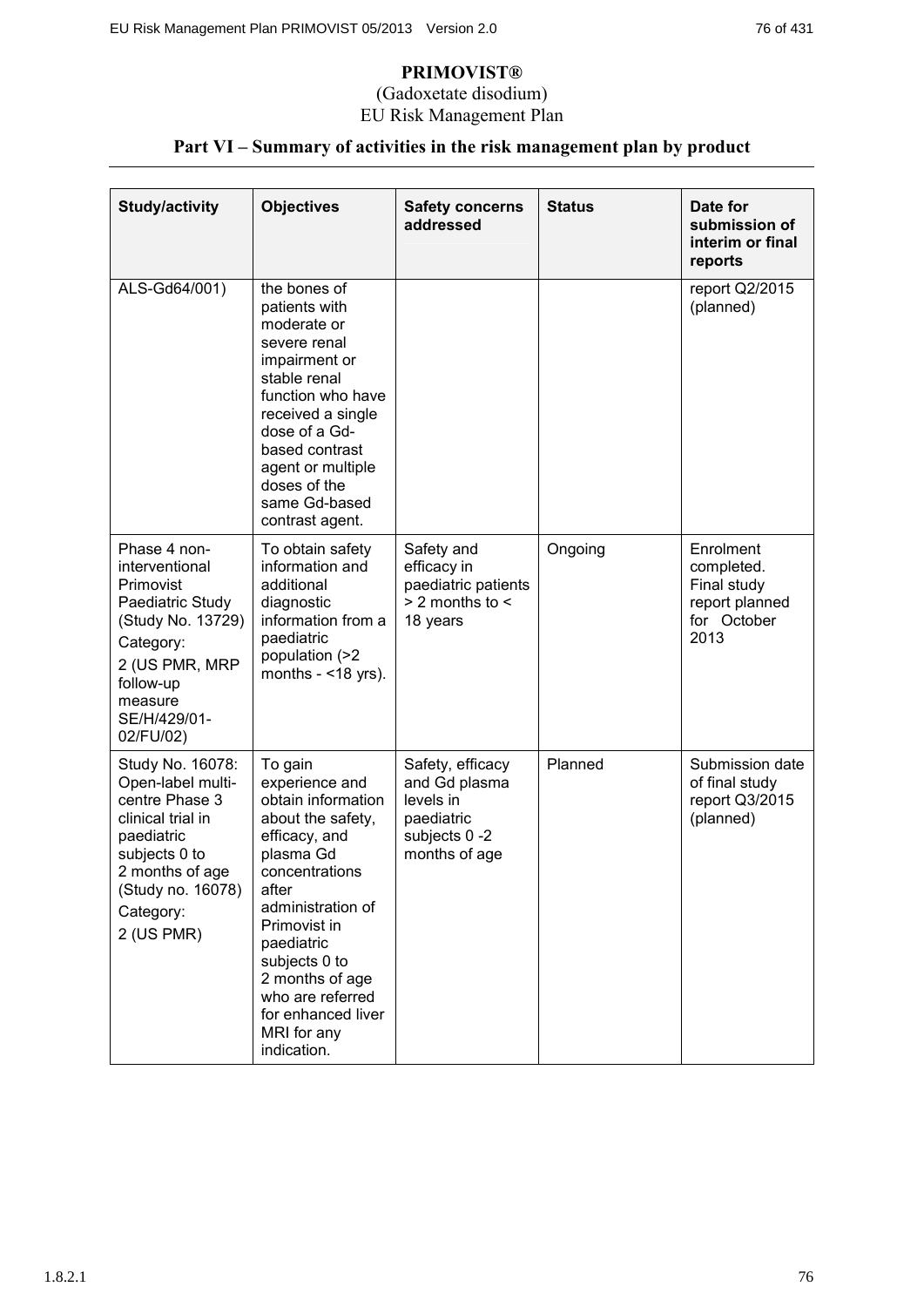**PRIMOVIST®**

(Gadoxetate disodium)

EU Risk Management Plan

## Part VI – Summary of activities in the risk management plan by product

| Study/activity | Objectives | Safety concerns addressed | Status | Date for submission of interim or final reports |
|---|---|---|---|---|
| ALS-Gd64/001) | the bones of patients with moderate or severe renal impairment or stable renal function who have received a single dose of a Gd-based contrast agent or multiple doses of the same Gd-based contrast agent. | | | report Q2/2015 (planned) |
| Phase 4 non-interventional Primovist Paediatric Study (Study No. 13729) Category: 2 (US PMR, MRP follow-up measure SE/H/429/01-02/FU/02) | To obtain safety information and additional diagnostic information from a paediatric population (>2 months - <18 yrs). | Safety and efficacy in paediatric patients > 2 months to < 18 years | Ongoing | Enrolment completed. Final study report planned for October 2013 |
| Study No. 16078: Open-label multi-centre Phase 3 clinical trial in paediatric subjects 0 to 2 months of age (Study no. 16078) Category: 2 (US PMR) | To gain experience and obtain information about the safety, efficacy, and plasma Gd concentrations after administration of Primovist in paediatric subjects 0 to 2 months of age who are referred for enhanced liver MRI for any indication. | Safety, efficacy and Gd plasma levels in paediatric subjects 0 -2 months of age | Planned | Submission date of final study report Q3/2015 (planned) |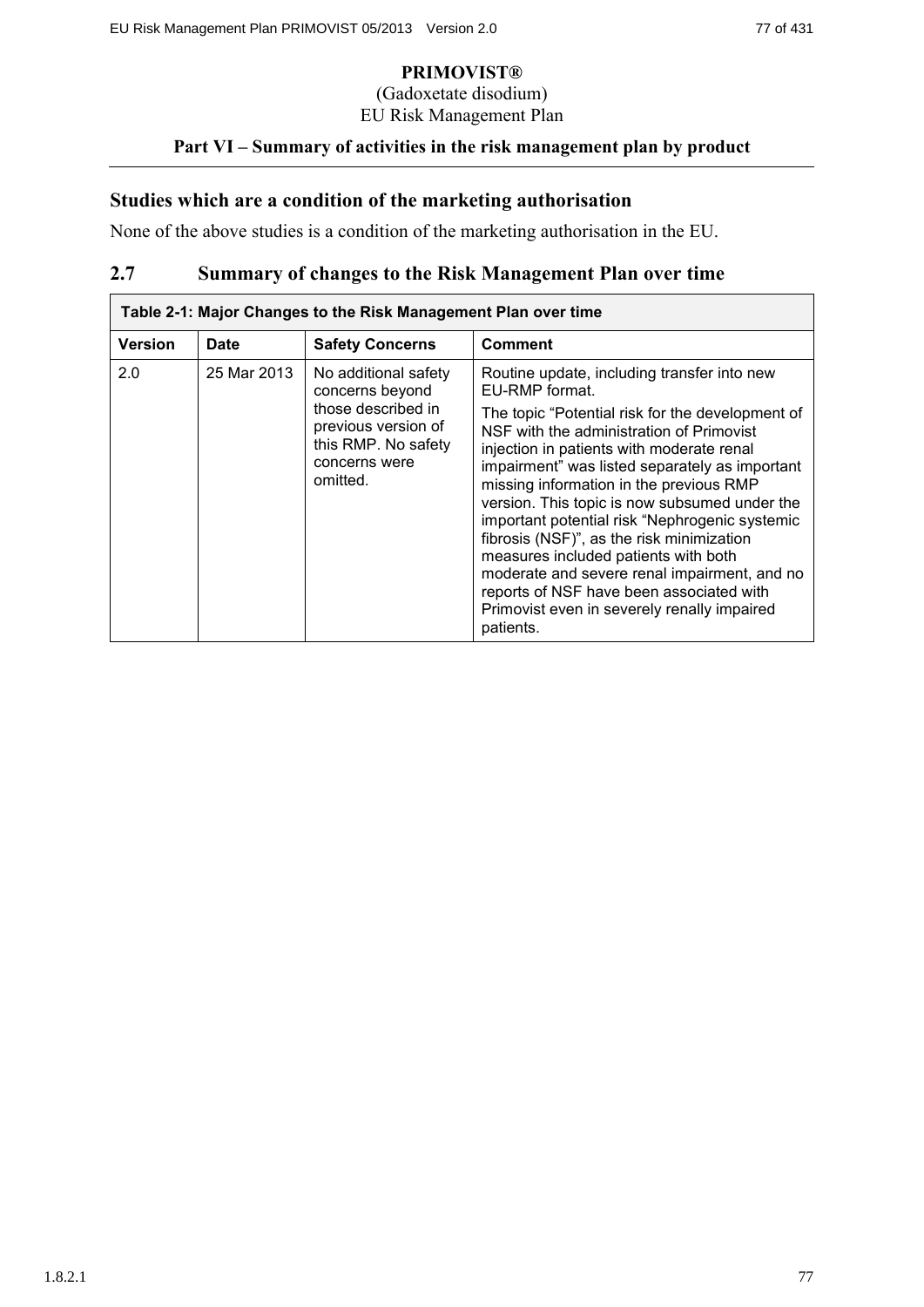## Studies which are a condition of the marketing authorisation

None of the above studies is a condition of the marketing authorisation in the EU.

## 2.7 Summary of changes to the Risk Management Plan over time

**Table 2-1: Major Changes to the Risk Management Plan over time**

| Version | Date | Safety Concerns | Comment |
|---|---|---|---|
| 2.0 | 25 Mar 2013 | No additional safety concerns beyond those described in previous version of this RMP. No safety concerns were omitted. | Routine update, including transfer into new EU-RMP format.<br><br>The topic "Potential risk for the development of NSF with the administration of Primovist injection in patients with moderate renal impairment" was listed separately as important missing information in the previous RMP version. This topic is now subsumed under the important potential risk "Nephrogenic systemic fibrosis (NSF)", as the risk minimization measures included patients with both moderate and severe renal impairment, and no reports of NSF have been associated with Primovist even in severely renally impaired patients. |